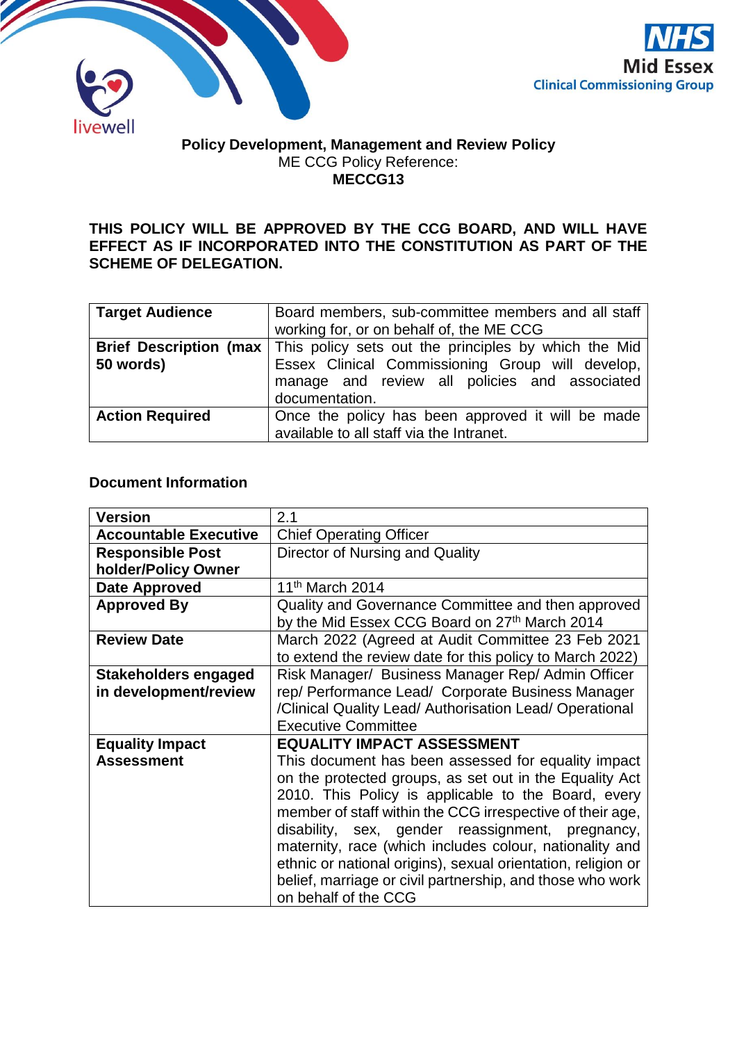livewell

NHS
Mid Essex
Clinical Commissioning Group

**Policy Development, Management and Review Policy**
ME CCG Policy Reference:
**MECCG13**

**THIS POLICY WILL BE APPROVED BY THE CCG BOARD, AND WILL HAVE EFFECT AS IF INCORPORATED INTO THE CONSTITUTION AS PART OF THE SCHEME OF DELEGATION.**

| | |
|---|---|
| **Target Audience** | Board members, sub-committee members and all staff working for, or on behalf of, the ME CCG |
| **Brief Description (max 50 words)** | This policy sets out the principles by which the Mid Essex Clinical Commissioning Group will develop, manage and review all policies and associated documentation. |
| **Action Required** | Once the policy has been approved it will be made available to all staff via the Intranet. |

**Document Information**

| | |
|---|---|
| **Version** | 2.1 |
| **Accountable Executive** | Chief Operating Officer |
| **Responsible Post holder/Policy Owner** | Director of Nursing and Quality |
| **Date Approved** | 11th March 2014 |
| **Approved By** | Quality and Governance Committee and then approved by the Mid Essex CCG Board on 27th March 2014 |
| **Review Date** | March 2022 (Agreed at Audit Committee 23 Feb 2021 to extend the review date for this policy to March 2022) |
| **Stakeholders engaged in development/review** | Risk Manager/ Business Manager Rep/ Admin Officer rep/ Performance Lead/ Corporate Business Manager /Clinical Quality Lead/ Authorisation Lead/ Operational Executive Committee |
| **Equality Impact Assessment** | **EQUALITY IMPACT ASSESSMENT** This document has been assessed for equality impact on the protected groups, as set out in the Equality Act 2010. This Policy is applicable to the Board, every member of staff within the CCG irrespective of their age, disability, sex, gender reassignment, pregnancy, maternity, race (which includes colour, nationality and ethnic or national origins), sexual orientation, religion or belief, marriage or civil partnership, and those who work on behalf of the CCG |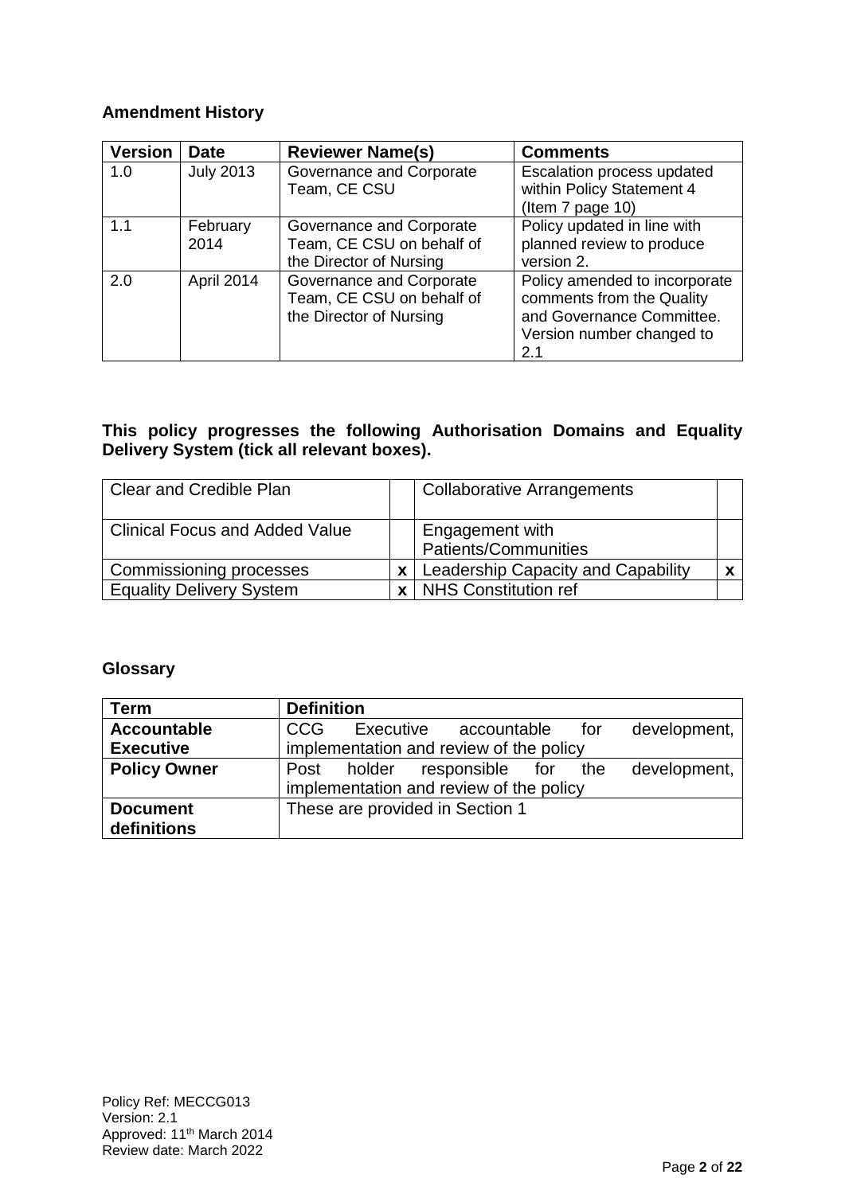**Amendment History**

| Version | Date | Reviewer Name(s) | Comments |
|---|---|---|---|
| 1.0 | July 2013 | Governance and Corporate Team, CE CSU | Escalation process updated within Policy Statement 4 (Item 7 page 10) |
| 1.1 | February 2014 | Governance and Corporate Team, CE CSU on behalf of the Director of Nursing | Policy updated in line with planned review to produce version 2. |
| 2.0 | April 2014 | Governance and Corporate Team, CE CSU on behalf of the Director of Nursing | Policy amended to incorporate comments from the Quality and Governance Committee. Version number changed to 2.1 |

**This policy progresses the following Authorisation Domains and Equality Delivery System (tick all relevant boxes).**

| | | | |
|---|---|---|---|
| Clear and Credible Plan | | Collaborative Arrangements | |
| Clinical Focus and Added Value | | Engagement with Patients/Communities | |
| Commissioning processes | x | Leadership Capacity and Capability | x |
| Equality Delivery System | x | NHS Constitution ref | |

**Glossary**

| Term | Definition |
|---|---|
| **Accountable Executive** | CCG Executive accountable for development, implementation and review of the policy |
| **Policy Owner** | Post holder responsible for the development, implementation and review of the policy |
| **Document definitions** | These are provided in Section 1 |

Policy Ref: MECCG013
Version: 2.1
Approved: 11th March 2014
Review date: March 2022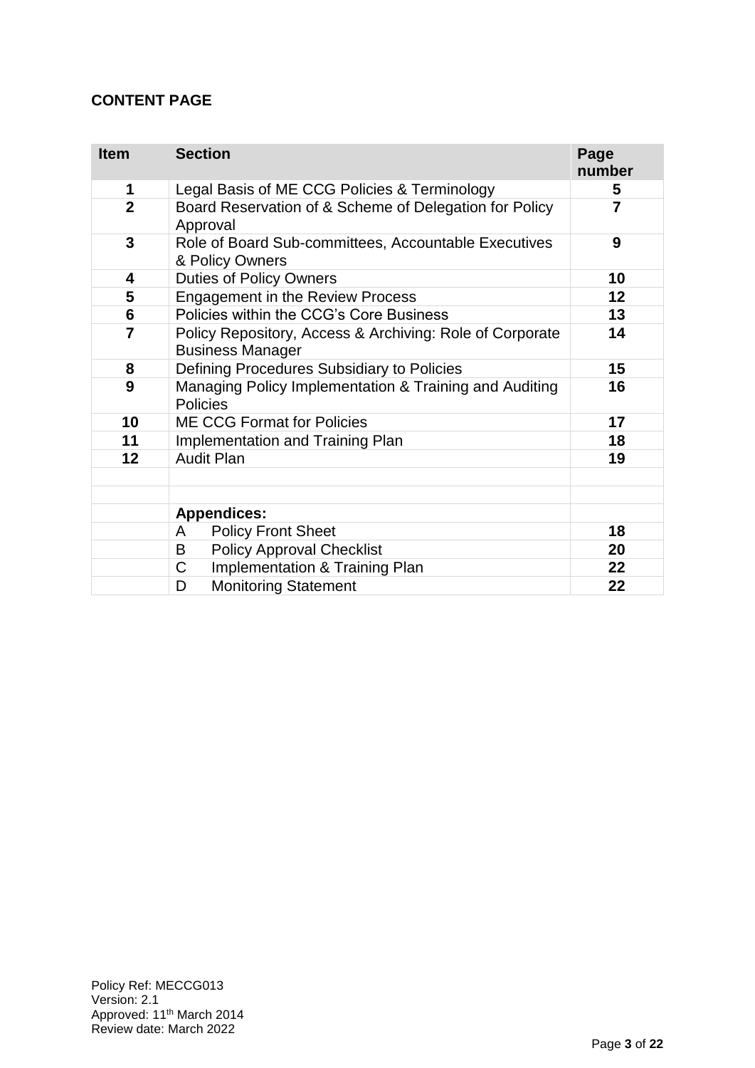**CONTENT PAGE**

| Item | Section | Page number |
|---|---|---|
| 1 | Legal Basis of ME CCG Policies & Terminology | 5 |
| 2 | Board Reservation of & Scheme of Delegation for Policy Approval | 7 |
| 3 | Role of Board Sub-committees, Accountable Executives & Policy Owners | 9 |
| 4 | Duties of Policy Owners | 10 |
| 5 | Engagement in the Review Process | 12 |
| 6 | Policies within the CCG's Core Business | 13 |
| 7 | Policy Repository, Access & Archiving: Role of Corporate Business Manager | 14 |
| 8 | Defining Procedures Subsidiary to Policies | 15 |
| 9 | Managing Policy Implementation & Training and Auditing Policies | 16 |
| 10 | ME CCG Format for Policies | 17 |
| 11 | Implementation and Training Plan | 18 |
| 12 | Audit Plan | 19 |
| | | |
| | | |
| | **Appendices:** | |
| | A Policy Front Sheet | 18 |
| | B Policy Approval Checklist | 20 |
| | C Implementation & Training Plan | 22 |
| | D Monitoring Statement | 22 |

Policy Ref: MECCG013
Version: 2.1
Approved: 11th March 2014
Review date: March 2022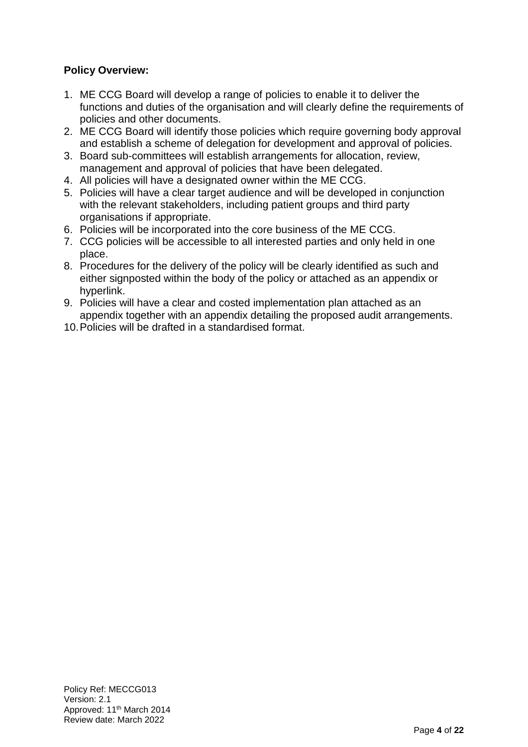**Policy Overview:**

1. ME CCG Board will develop a range of policies to enable it to deliver the functions and duties of the organisation and will clearly define the requirements of policies and other documents.
2. ME CCG Board will identify those policies which require governing body approval and establish a scheme of delegation for development and approval of policies.
3. Board sub-committees will establish arrangements for allocation, review, management and approval of policies that have been delegated.
4. All policies will have a designated owner within the ME CCG.
5. Policies will have a clear target audience and will be developed in conjunction with the relevant stakeholders, including patient groups and third party organisations if appropriate.
6. Policies will be incorporated into the core business of the ME CCG.
7. CCG policies will be accessible to all interested parties and only held in one place.
8. Procedures for the delivery of the policy will be clearly identified as such and either signposted within the body of the policy or attached as an appendix or hyperlink.
9. Policies will have a clear and costed implementation plan attached as an appendix together with an appendix detailing the proposed audit arrangements.
10. Policies will be drafted in a standardised format.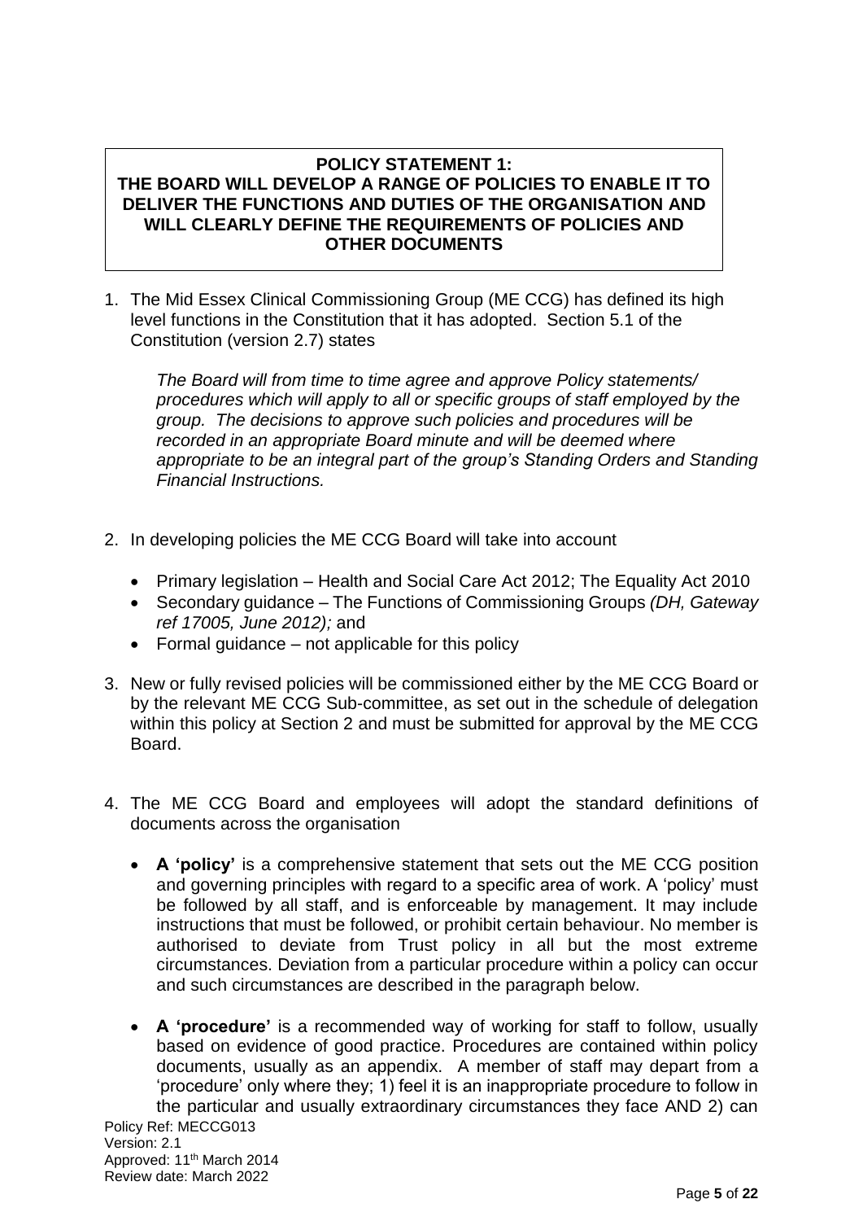**POLICY STATEMENT 1:**
**THE BOARD WILL DEVELOP A RANGE OF POLICIES TO ENABLE IT TO DELIVER THE FUNCTIONS AND DUTIES OF THE ORGANISATION AND WILL CLEARLY DEFINE THE REQUIREMENTS OF POLICIES AND OTHER DOCUMENTS**

1. The Mid Essex Clinical Commissioning Group (ME CCG) has defined its high level functions in the Constitution that it has adopted. Section 5.1 of the Constitution (version 2.7) states

   *The Board will from time to time agree and approve Policy statements/ procedures which will apply to all or specific groups of staff employed by the group. The decisions to approve such policies and procedures will be recorded in an appropriate Board minute and will be deemed where appropriate to be an integral part of the group's Standing Orders and Standing Financial Instructions.*

2. In developing policies the ME CCG Board will take into account

   - Primary legislation – Health and Social Care Act 2012; The Equality Act 2010
   - Secondary guidance – The Functions of Commissioning Groups *(DH, Gateway ref 17005, June 2012);* and
   - Formal guidance – not applicable for this policy

3. New or fully revised policies will be commissioned either by the ME CCG Board or by the relevant ME CCG Sub-committee, as set out in the schedule of delegation within this policy at Section 2 and must be submitted for approval by the ME CCG Board.

4. The ME CCG Board and employees will adopt the standard definitions of documents across the organisation

   - **A 'policy'** is a comprehensive statement that sets out the ME CCG position and governing principles with regard to a specific area of work. A 'policy' must be followed by all staff, and is enforceable by management. It may include instructions that must be followed, or prohibit certain behaviour. No member is authorised to deviate from Trust policy in all but the most extreme circumstances. Deviation from a particular procedure within a policy can occur and such circumstances are described in the paragraph below.

   - **A 'procedure'** is a recommended way of working for staff to follow, usually based on evidence of good practice. Procedures are contained within policy documents, usually as an appendix. A member of staff may depart from a 'procedure' only where they; 1) feel it is an inappropriate procedure to follow in the particular and usually extraordinary circumstances they face AND 2) can

Policy Ref: MECCG013
Version: 2.1
Approved: 11th March 2014
Review date: March 2022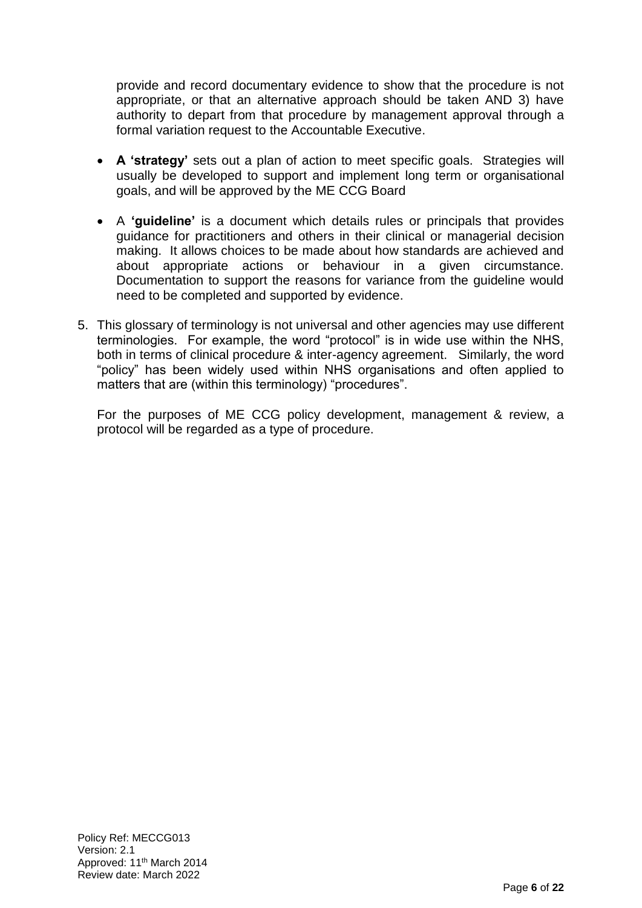provide and record documentary evidence to show that the procedure is not appropriate, or that an alternative approach should be taken AND 3) have authority to depart from that procedure by management approval through a formal variation request to the Accountable Executive.

- **A 'strategy'** sets out a plan of action to meet specific goals. Strategies will usually be developed to support and implement long term or organisational goals, and will be approved by the ME CCG Board

- A **'guideline'** is a document which details rules or principals that provides guidance for practitioners and others in their clinical or managerial decision making. It allows choices to be made about how standards are achieved and about appropriate actions or behaviour in a given circumstance. Documentation to support the reasons for variance from the guideline would need to be completed and supported by evidence.

5. This glossary of terminology is not universal and other agencies may use different terminologies. For example, the word "protocol" is in wide use within the NHS, both in terms of clinical procedure & inter-agency agreement. Similarly, the word "policy" has been widely used within NHS organisations and often applied to matters that are (within this terminology) "procedures".

   For the purposes of ME CCG policy development, management & review, a protocol will be regarded as a type of procedure.

Policy Ref: MECCG013
Version: 2.1
Approved: 11th March 2014
Review date: March 2022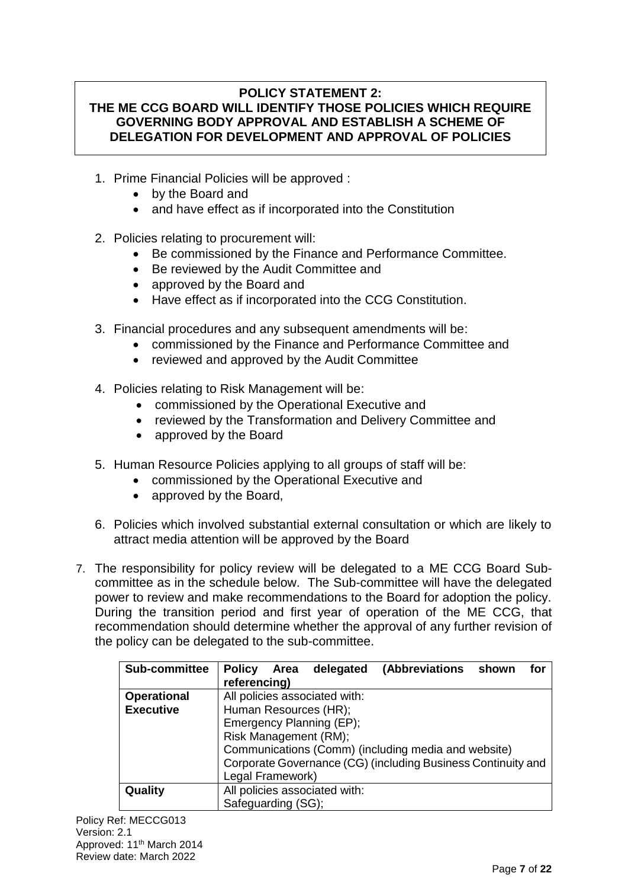**POLICY STATEMENT 2:**
**THE ME CCG BOARD WILL IDENTIFY THOSE POLICIES WHICH REQUIRE GOVERNING BODY APPROVAL AND ESTABLISH A SCHEME OF DELEGATION FOR DEVELOPMENT AND APPROVAL OF POLICIES**

1. Prime Financial Policies will be approved :
   - by the Board and
   - and have effect as if incorporated into the Constitution

2. Policies relating to procurement will:
   - Be commissioned by the Finance and Performance Committee.
   - Be reviewed by the Audit Committee and
   - approved by the Board and
   - Have effect as if incorporated into the CCG Constitution.

3. Financial procedures and any subsequent amendments will be:
   - commissioned by the Finance and Performance Committee and
   - reviewed and approved by the Audit Committee

4. Policies relating to Risk Management will be:
   - commissioned by the Operational Executive and
   - reviewed by the Transformation and Delivery Committee and
   - approved by the Board

5. Human Resource Policies applying to all groups of staff will be:
   - commissioned by the Operational Executive and
   - approved by the Board,

6. Policies which involved substantial external consultation or which are likely to attract media attention will be approved by the Board

7. The responsibility for policy review will be delegated to a ME CCG Board Sub-committee as in the schedule below. The Sub-committee will have the delegated power to review and make recommendations to the Board for adoption the policy. During the transition period and first year of operation of the ME CCG, that recommendation should determine whether the approval of any further revision of the policy can be delegated to the sub-committee.

| Sub-committee | Policy Area delegated (Abbreviations shown for referencing) |
|---|---|
| **Operational Executive** | All policies associated with:<br>Human Resources (HR);<br>Emergency Planning (EP);<br>Risk Management (RM);<br>Communications (Comm) (including media and website)<br>Corporate Governance (CG) (including Business Continuity and Legal Framework) |
| **Quality** | All policies associated with:<br>Safeguarding (SG); |

Policy Ref: MECCG013
Version: 2.1
Approved: 11th March 2014
Review date: March 2022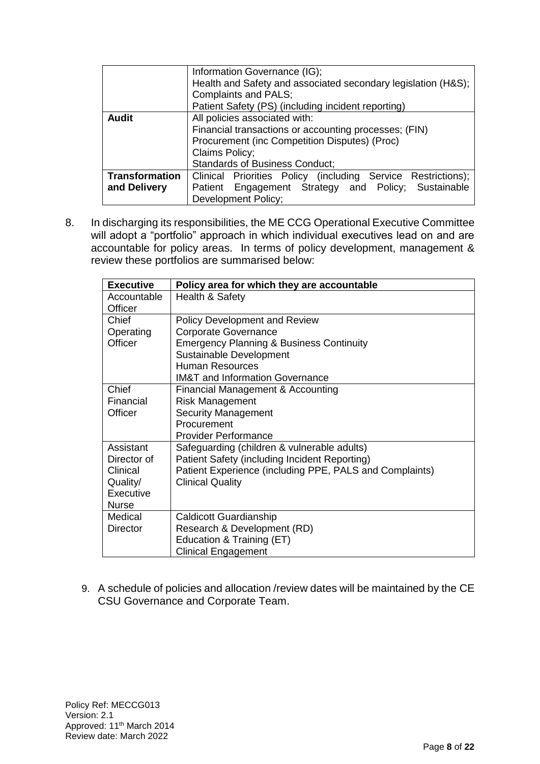| | |
|---|---|
| | Information Governance (IG);<br>Health and Safety and associated secondary legislation (H&S);<br>Complaints and PALS;<br>Patient Safety (PS) (including incident reporting) |
| **Audit** | All policies associated with:<br>Financial transactions or accounting processes; (FIN)<br>Procurement (inc Competition Disputes) (Proc)<br>Claims Policy;<br>Standards of Business Conduct; |
| **Transformation and Delivery** | Clinical Priorities Policy (including Service Restrictions); Patient Engagement Strategy and Policy; Sustainable Development Policy; |

8. In discharging its responsibilities, the ME CCG Operational Executive Committee will adopt a "portfolio" approach in which individual executives lead on and are accountable for policy areas. In terms of policy development, management & review these portfolios are summarised below:

| Executive | Policy area for which they are accountable |
|---|---|
| Accountable Officer | Health & Safety |
| Chief Operating Officer | Policy Development and Review<br>Corporate Governance<br>Emergency Planning & Business Continuity<br>Sustainable Development<br>Human Resources<br>IM&T and Information Governance |
| Chief Financial Officer | Financial Management & Accounting<br>Risk Management<br>Security Management<br>Procurement<br>Provider Performance |
| Assistant Director of Clinical Quality/ Executive Nurse | Safeguarding (children & vulnerable adults)<br>Patient Safety (including Incident Reporting)<br>Patient Experience (including PPE, PALS and Complaints)<br>Clinical Quality |
| Medical Director | Caldicott Guardianship<br>Research & Development (RD)<br>Education & Training (ET)<br>Clinical Engagement |

9. A schedule of policies and allocation /review dates will be maintained by the CE CSU Governance and Corporate Team.

Policy Ref: MECCG013
Version: 2.1
Approved: 11th March 2014
Review date: March 2022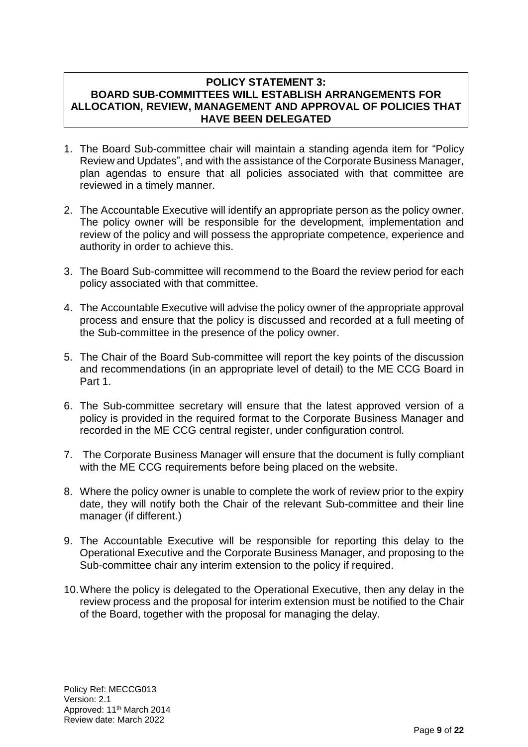**POLICY STATEMENT 3:**
**BOARD SUB-COMMITTEES WILL ESTABLISH ARRANGEMENTS FOR ALLOCATION, REVIEW, MANAGEMENT AND APPROVAL OF POLICIES THAT HAVE BEEN DELEGATED**

1. The Board Sub-committee chair will maintain a standing agenda item for "Policy Review and Updates", and with the assistance of the Corporate Business Manager, plan agendas to ensure that all policies associated with that committee are reviewed in a timely manner.

2. The Accountable Executive will identify an appropriate person as the policy owner. The policy owner will be responsible for the development, implementation and review of the policy and will possess the appropriate competence, experience and authority in order to achieve this.

3. The Board Sub-committee will recommend to the Board the review period for each policy associated with that committee.

4. The Accountable Executive will advise the policy owner of the appropriate approval process and ensure that the policy is discussed and recorded at a full meeting of the Sub-committee in the presence of the policy owner.

5. The Chair of the Board Sub-committee will report the key points of the discussion and recommendations (in an appropriate level of detail) to the ME CCG Board in Part 1.

6. The Sub-committee secretary will ensure that the latest approved version of a policy is provided in the required format to the Corporate Business Manager and recorded in the ME CCG central register, under configuration control.

7. The Corporate Business Manager will ensure that the document is fully compliant with the ME CCG requirements before being placed on the website.

8. Where the policy owner is unable to complete the work of review prior to the expiry date, they will notify both the Chair of the relevant Sub-committee and their line manager (if different.)

9. The Accountable Executive will be responsible for reporting this delay to the Operational Executive and the Corporate Business Manager, and proposing to the Sub-committee chair any interim extension to the policy if required.

10. Where the policy is delegated to the Operational Executive, then any delay in the review process and the proposal for interim extension must be notified to the Chair of the Board, together with the proposal for managing the delay.

Policy Ref: MECCG013
Version: 2.1
Approved: 11th March 2014
Review date: March 2022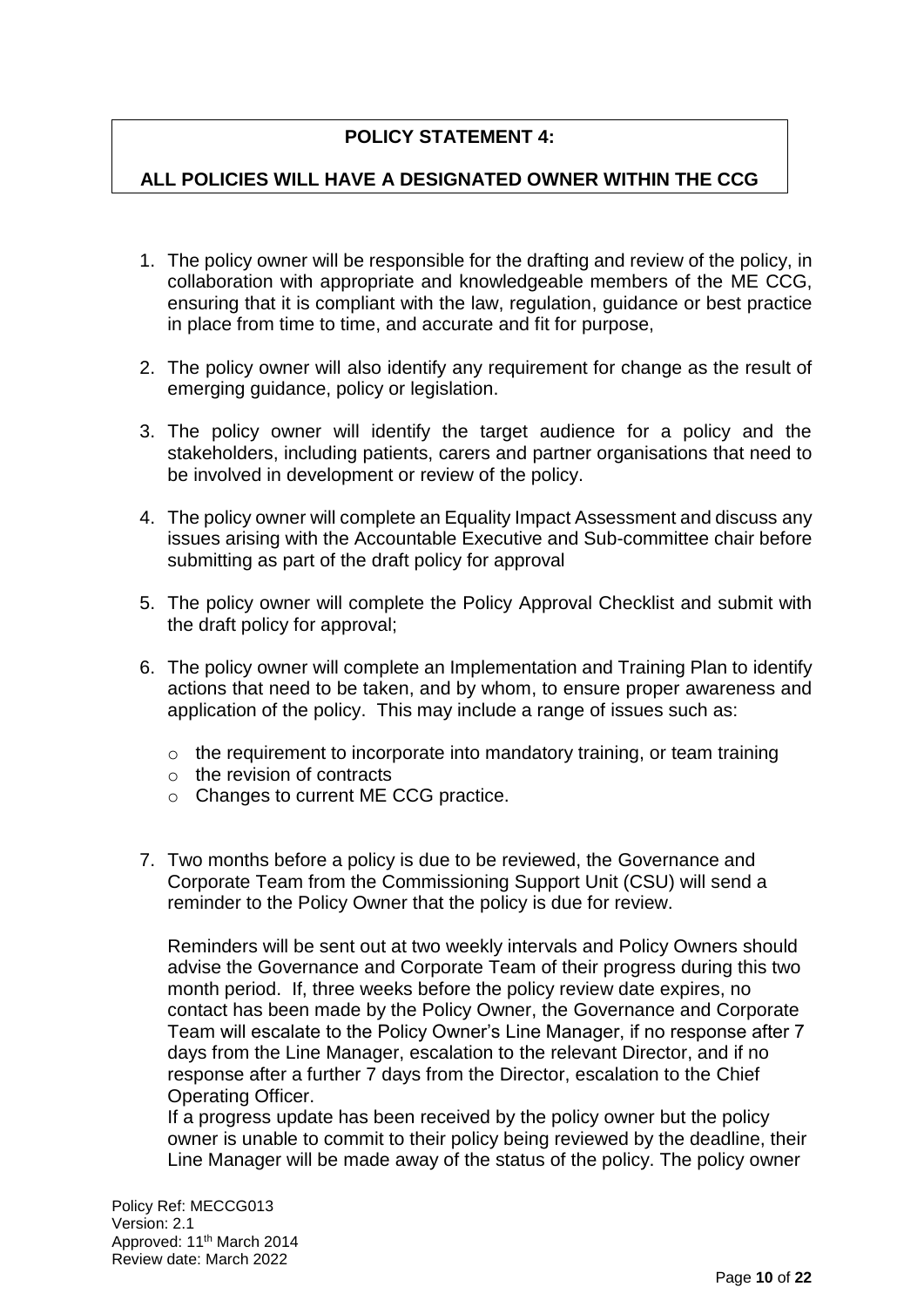**POLICY STATEMENT 4:**

**ALL POLICIES WILL HAVE A DESIGNATED OWNER WITHIN THE CCG**

1. The policy owner will be responsible for the drafting and review of the policy, in collaboration with appropriate and knowledgeable members of the ME CCG, ensuring that it is compliant with the law, regulation, guidance or best practice in place from time to time, and accurate and fit for purpose,

2. The policy owner will also identify any requirement for change as the result of emerging guidance, policy or legislation.

3. The policy owner will identify the target audience for a policy and the stakeholders, including patients, carers and partner organisations that need to be involved in development or review of the policy.

4. The policy owner will complete an Equality Impact Assessment and discuss any issues arising with the Accountable Executive and Sub-committee chair before submitting as part of the draft policy for approval

5. The policy owner will complete the Policy Approval Checklist and submit with the draft policy for approval;

6. The policy owner will complete an Implementation and Training Plan to identify actions that need to be taken, and by whom, to ensure proper awareness and application of the policy. This may include a range of issues such as:

   - the requirement to incorporate into mandatory training, or team training
   - the revision of contracts
   - Changes to current ME CCG practice.

7. Two months before a policy is due to be reviewed, the Governance and Corporate Team from the Commissioning Support Unit (CSU) will send a reminder to the Policy Owner that the policy is due for review.

   Reminders will be sent out at two weekly intervals and Policy Owners should advise the Governance and Corporate Team of their progress during this two month period. If, three weeks before the policy review date expires, no contact has been made by the Policy Owner, the Governance and Corporate Team will escalate to the Policy Owner's Line Manager, if no response after 7 days from the Line Manager, escalation to the relevant Director, and if no response after a further 7 days from the Director, escalation to the Chief Operating Officer.
   If a progress update has been received by the policy owner but the policy owner is unable to commit to their policy being reviewed by the deadline, their Line Manager will be made away of the status of the policy. The policy owner

Policy Ref: MECCG013
Version: 2.1
Approved: 11th March 2014
Review date: March 2022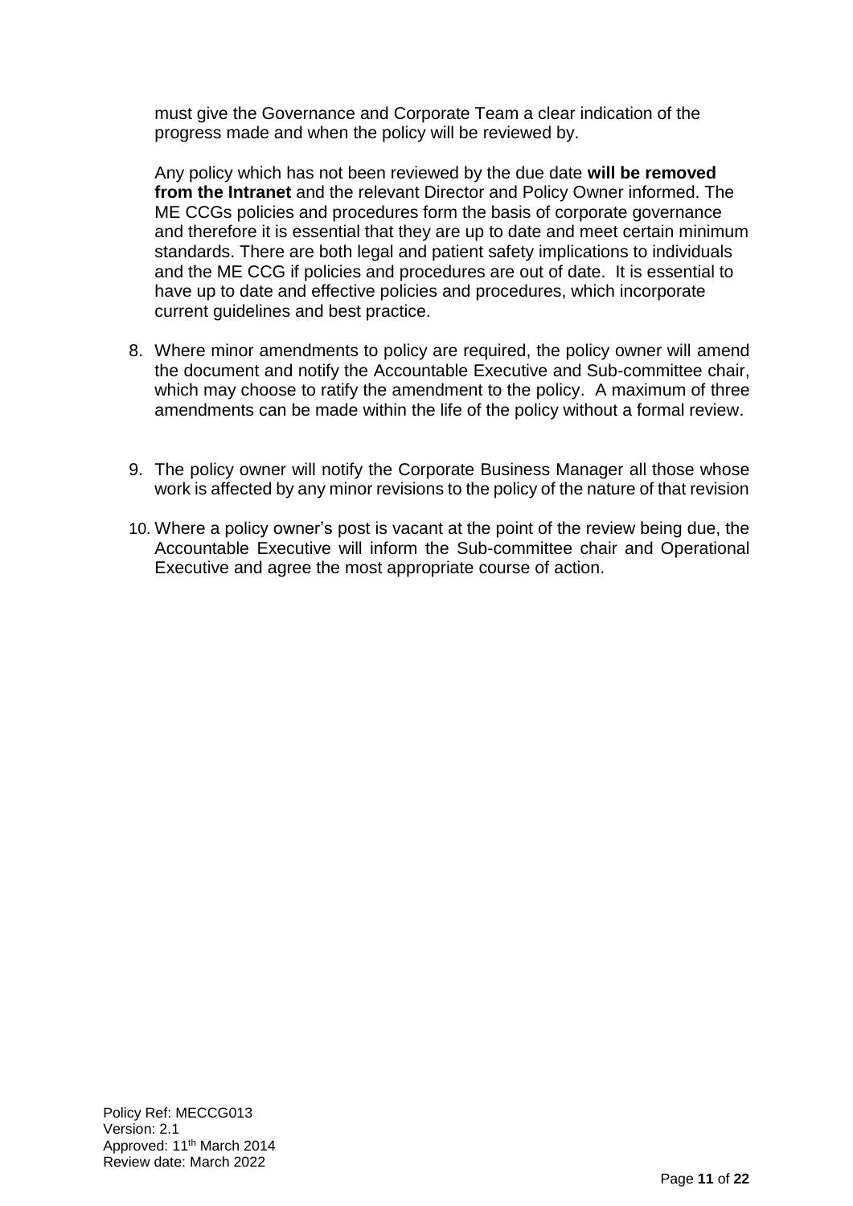must give the Governance and Corporate Team a clear indication of the progress made and when the policy will be reviewed by.

Any policy which has not been reviewed by the due date **will be removed from the Intranet** and the relevant Director and Policy Owner informed. The ME CCGs policies and procedures form the basis of corporate governance and therefore it is essential that they are up to date and meet certain minimum standards. There are both legal and patient safety implications to individuals and the ME CCG if policies and procedures are out of date. It is essential to have up to date and effective policies and procedures, which incorporate current guidelines and best practice.

8. Where minor amendments to policy are required, the policy owner will amend the document and notify the Accountable Executive and Sub-committee chair, which may choose to ratify the amendment to the policy. A maximum of three amendments can be made within the life of the policy without a formal review.

9. The policy owner will notify the Corporate Business Manager all those whose work is affected by any minor revisions to the policy of the nature of that revision

10. Where a policy owner's post is vacant at the point of the review being due, the Accountable Executive will inform the Sub-committee chair and Operational Executive and agree the most appropriate course of action.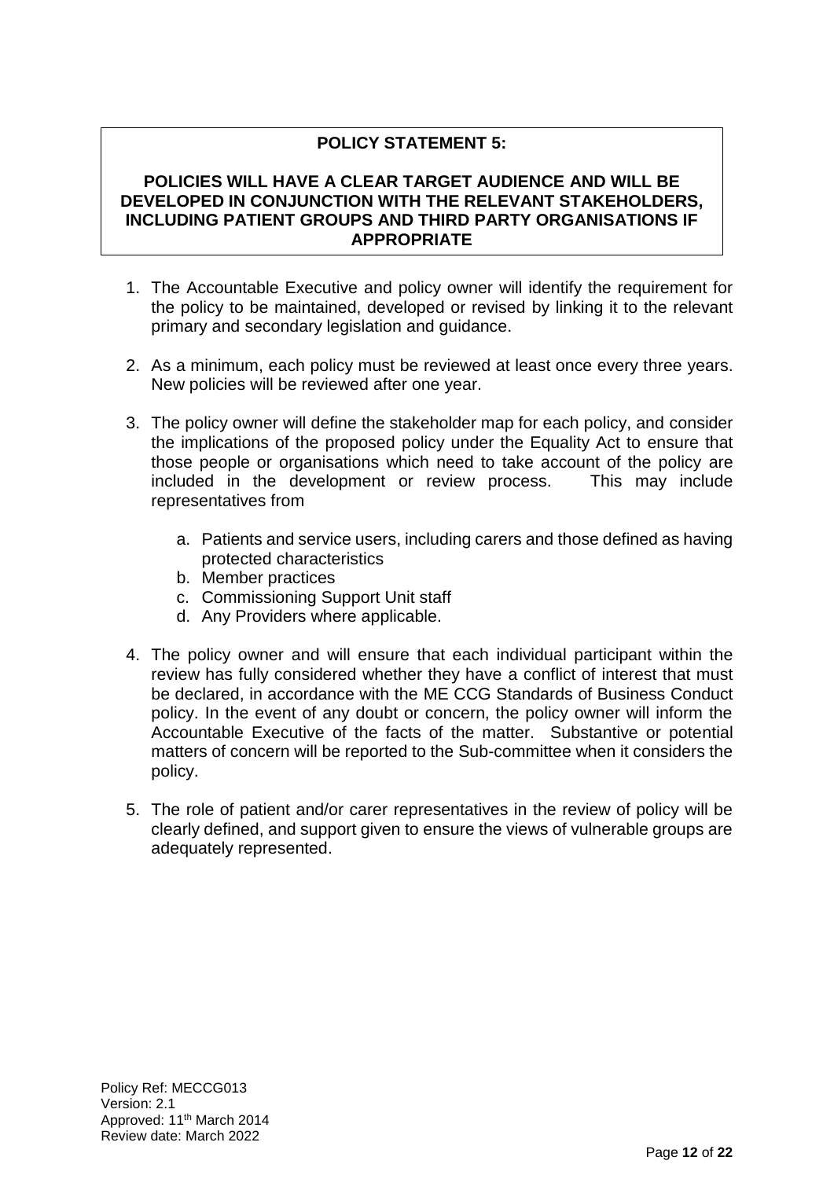**POLICY STATEMENT 5:**

**POLICIES WILL HAVE A CLEAR TARGET AUDIENCE AND WILL BE DEVELOPED IN CONJUNCTION WITH THE RELEVANT STAKEHOLDERS, INCLUDING PATIENT GROUPS AND THIRD PARTY ORGANISATIONS IF APPROPRIATE**

1. The Accountable Executive and policy owner will identify the requirement for the policy to be maintained, developed or revised by linking it to the relevant primary and secondary legislation and guidance.

2. As a minimum, each policy must be reviewed at least once every three years. New policies will be reviewed after one year.

3. The policy owner will define the stakeholder map for each policy, and consider the implications of the proposed policy under the Equality Act to ensure that those people or organisations which need to take account of the policy are included in the development or review process. This may include representatives from

   a. Patients and service users, including carers and those defined as having protected characteristics
   b. Member practices
   c. Commissioning Support Unit staff
   d. Any Providers where applicable.

4. The policy owner and will ensure that each individual participant within the review has fully considered whether they have a conflict of interest that must be declared, in accordance with the ME CCG Standards of Business Conduct policy. In the event of any doubt or concern, the policy owner will inform the Accountable Executive of the facts of the matter. Substantive or potential matters of concern will be reported to the Sub-committee when it considers the policy.

5. The role of patient and/or carer representatives in the review of policy will be clearly defined, and support given to ensure the views of vulnerable groups are adequately represented.

Policy Ref: MECCG013
Version: 2.1
Approved: 11th March 2014
Review date: March 2022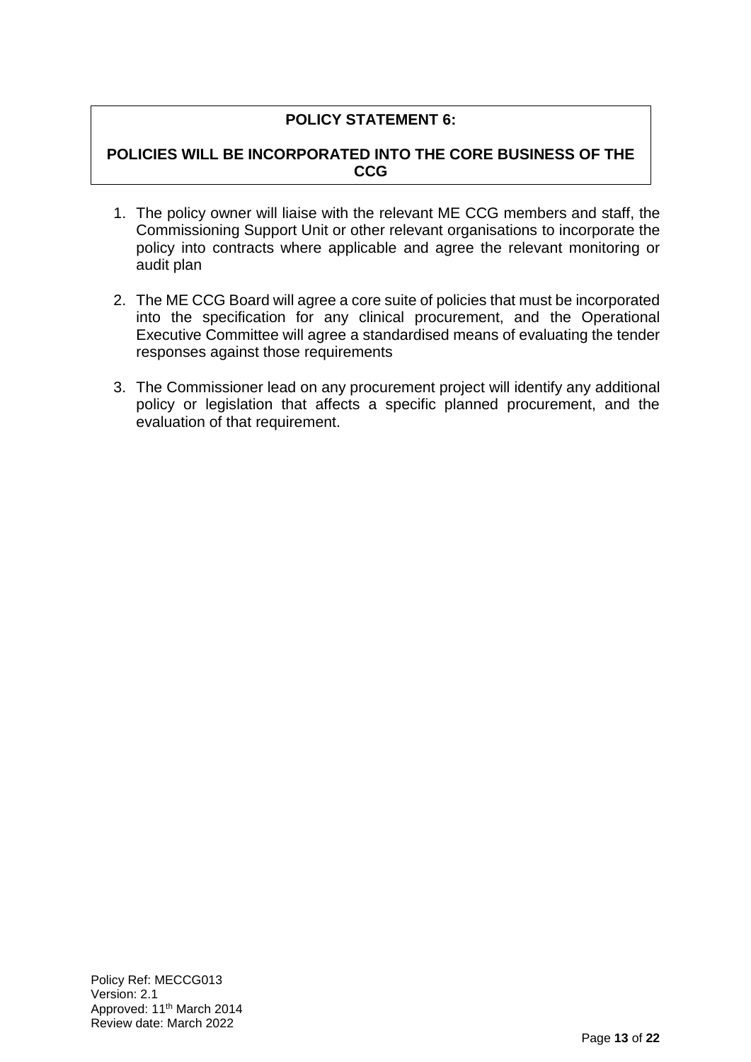**POLICY STATEMENT 6:**

**POLICIES WILL BE INCORPORATED INTO THE CORE BUSINESS OF THE CCG**

1. The policy owner will liaise with the relevant ME CCG members and staff, the Commissioning Support Unit or other relevant organisations to incorporate the policy into contracts where applicable and agree the relevant monitoring or audit plan

2. The ME CCG Board will agree a core suite of policies that must be incorporated into the specification for any clinical procurement, and the Operational Executive Committee will agree a standardised means of evaluating the tender responses against those requirements

3. The Commissioner lead on any procurement project will identify any additional policy or legislation that affects a specific planned procurement, and the evaluation of that requirement.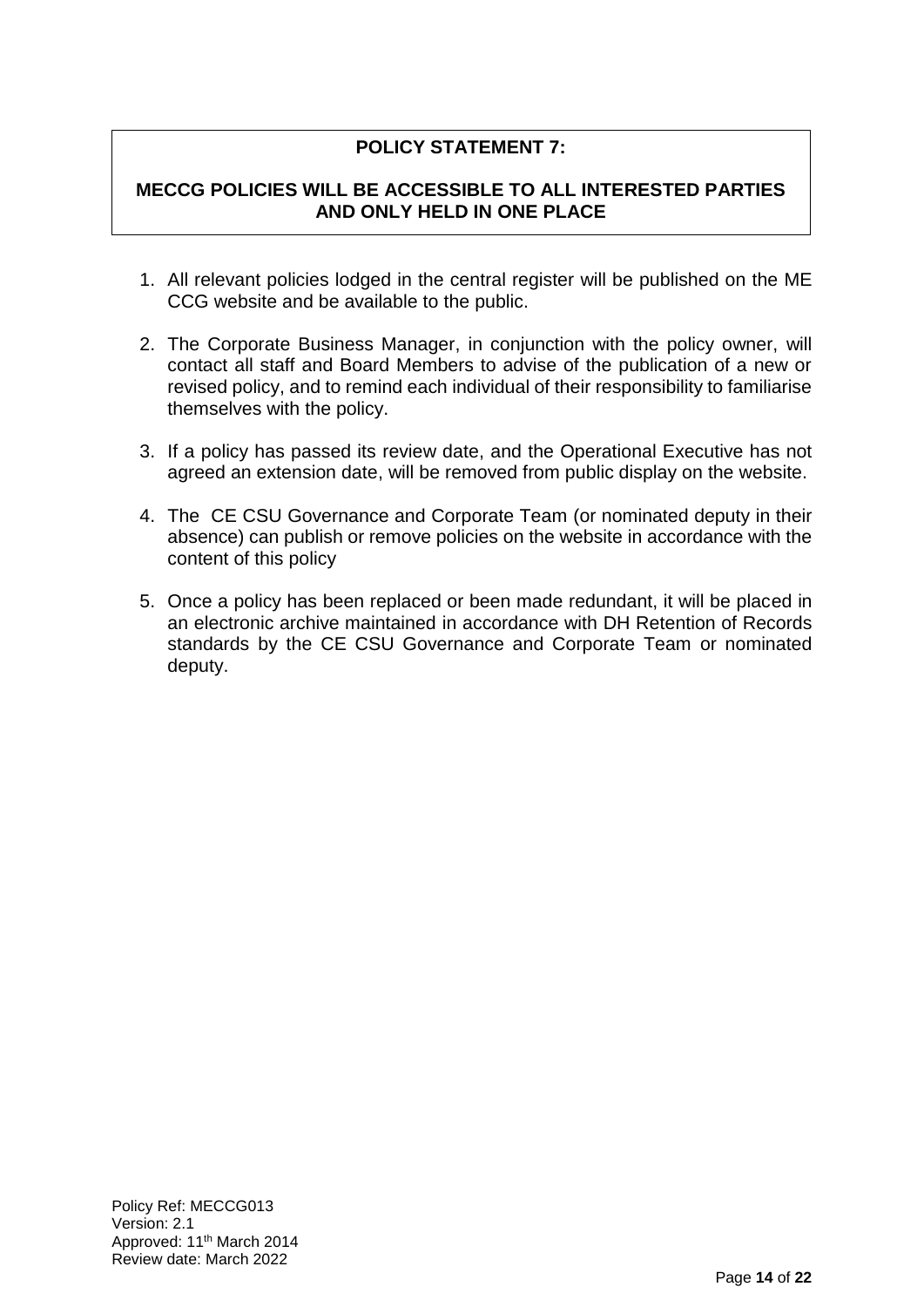**POLICY STATEMENT 7:**

**MECCG POLICIES WILL BE ACCESSIBLE TO ALL INTERESTED PARTIES AND ONLY HELD IN ONE PLACE**

1. All relevant policies lodged in the central register will be published on the ME CCG website and be available to the public.

2. The Corporate Business Manager, in conjunction with the policy owner, will contact all staff and Board Members to advise of the publication of a new or revised policy, and to remind each individual of their responsibility to familiarise themselves with the policy.

3. If a policy has passed its review date, and the Operational Executive has not agreed an extension date, will be removed from public display on the website.

4. The CE CSU Governance and Corporate Team (or nominated deputy in their absence) can publish or remove policies on the website in accordance with the content of this policy

5. Once a policy has been replaced or been made redundant, it will be placed in an electronic archive maintained in accordance with DH Retention of Records standards by the CE CSU Governance and Corporate Team or nominated deputy.

Policy Ref: MECCG013
Version: 2.1
Approved: 11th March 2014
Review date: March 2022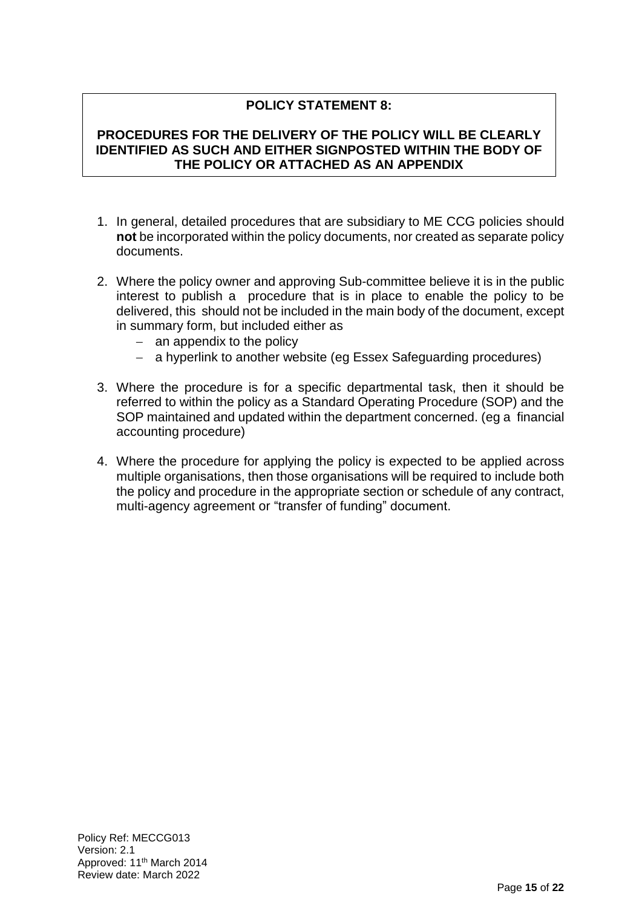**POLICY STATEMENT 8:**

**PROCEDURES FOR THE DELIVERY OF THE POLICY WILL BE CLEARLY IDENTIFIED AS SUCH AND EITHER SIGNPOSTED WITHIN THE BODY OF THE POLICY OR ATTACHED AS AN APPENDIX**

1. In general, detailed procedures that are subsidiary to ME CCG policies should **not** be incorporated within the policy documents, nor created as separate policy documents.

2. Where the policy owner and approving Sub-committee believe it is in the public interest to publish a procedure that is in place to enable the policy to be delivered, this should not be included in the main body of the document, except in summary form, but included either as
   - an appendix to the policy
   - a hyperlink to another website (eg Essex Safeguarding procedures)

3. Where the procedure is for a specific departmental task, then it should be referred to within the policy as a Standard Operating Procedure (SOP) and the SOP maintained and updated within the department concerned. (eg a financial accounting procedure)

4. Where the procedure for applying the policy is expected to be applied across multiple organisations, then those organisations will be required to include both the policy and procedure in the appropriate section or schedule of any contract, multi-agency agreement or "transfer of funding" document.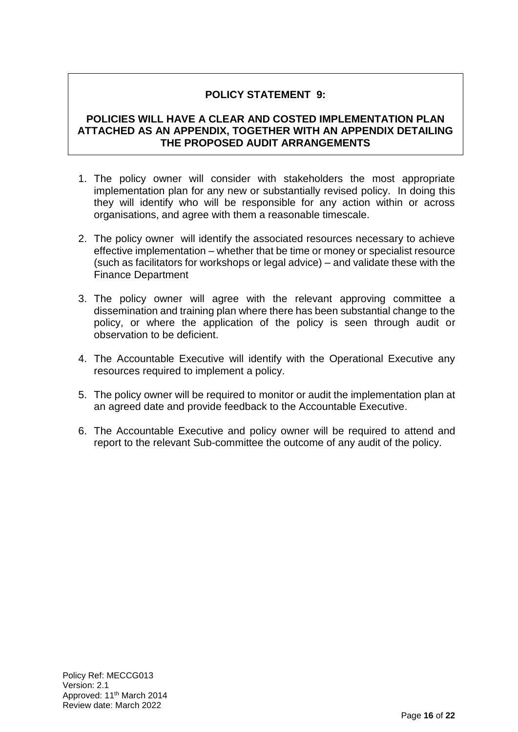**POLICY STATEMENT 9:**

**POLICIES WILL HAVE A CLEAR AND COSTED IMPLEMENTATION PLAN ATTACHED AS AN APPENDIX, TOGETHER WITH AN APPENDIX DETAILING THE PROPOSED AUDIT ARRANGEMENTS**

1. The policy owner will consider with stakeholders the most appropriate implementation plan for any new or substantially revised policy. In doing this they will identify who will be responsible for any action within or across organisations, and agree with them a reasonable timescale.

2. The policy owner will identify the associated resources necessary to achieve effective implementation – whether that be time or money or specialist resource (such as facilitators for workshops or legal advice) – and validate these with the Finance Department

3. The policy owner will agree with the relevant approving committee a dissemination and training plan where there has been substantial change to the policy, or where the application of the policy is seen through audit or observation to be deficient.

4. The Accountable Executive will identify with the Operational Executive any resources required to implement a policy.

5. The policy owner will be required to monitor or audit the implementation plan at an agreed date and provide feedback to the Accountable Executive.

6. The Accountable Executive and policy owner will be required to attend and report to the relevant Sub-committee the outcome of any audit of the policy.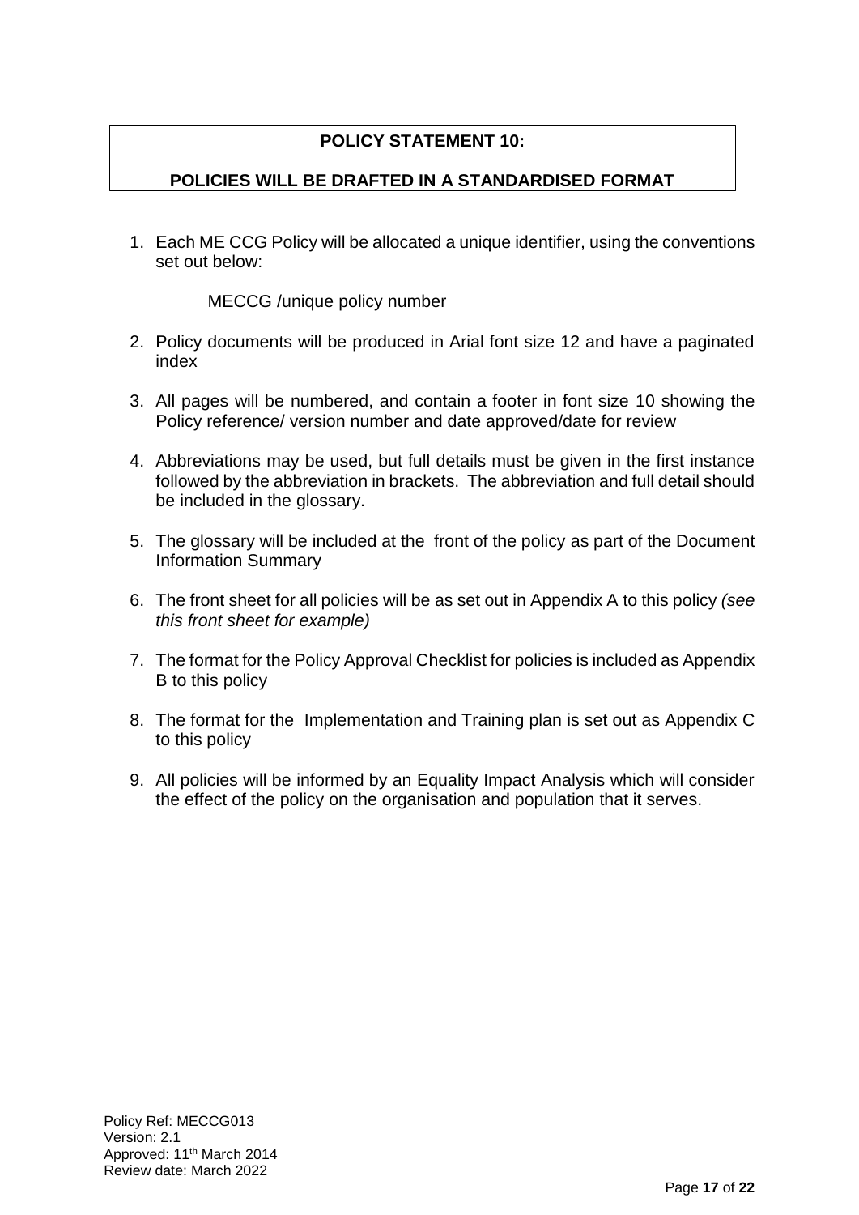**POLICY STATEMENT 10:**

**POLICIES WILL BE DRAFTED IN A STANDARDISED FORMAT**

1. Each ME CCG Policy will be allocated a unique identifier, using the conventions set out below:

   MECCG /unique policy number

2. Policy documents will be produced in Arial font size 12 and have a paginated index

3. All pages will be numbered, and contain a footer in font size 10 showing the Policy reference/ version number and date approved/date for review

4. Abbreviations may be used, but full details must be given in the first instance followed by the abbreviation in brackets. The abbreviation and full detail should be included in the glossary.

5. The glossary will be included at the front of the policy as part of the Document Information Summary

6. The front sheet for all policies will be as set out in Appendix A to this policy *(see this front sheet for example)*

7. The format for the Policy Approval Checklist for policies is included as Appendix B to this policy

8. The format for the Implementation and Training plan is set out as Appendix C to this policy

9. All policies will be informed by an Equality Impact Analysis which will consider the effect of the policy on the organisation and population that it serves.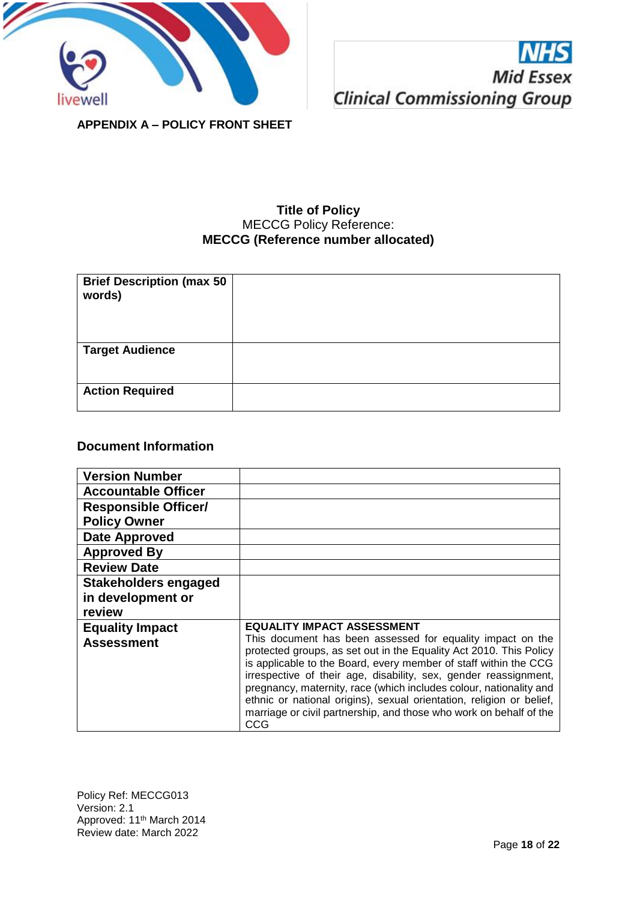**APPENDIX A – POLICY FRONT SHEET**

**Title of Policy**
MECCG Policy Reference:
**MECCG (Reference number allocated)**

| | |
|---|---|
| **Brief Description (max 50 words)** | |
| **Target Audience** | |
| **Action Required** | |

## Document Information

| | |
|---|---|
| **Version Number** | |
| **Accountable Officer** | |
| **Responsible Officer/ Policy Owner** | |
| **Date Approved** | |
| **Approved By** | |
| **Review Date** | |
| **Stakeholders engaged in development or review** | |
| **Equality Impact Assessment** | **EQUALITY IMPACT ASSESSMENT** This document has been assessed for equality impact on the protected groups, as set out in the Equality Act 2010. This Policy is applicable to the Board, every member of staff within the CCG irrespective of their age, disability, sex, gender reassignment, pregnancy, maternity, race (which includes colour, nationality and ethnic or national origins), sexual orientation, religion or belief, marriage or civil partnership, and those who work on behalf of the CCG |

Policy Ref: MECCG013
Version: 2.1
Approved: 11th March 2014
Review date: March 2022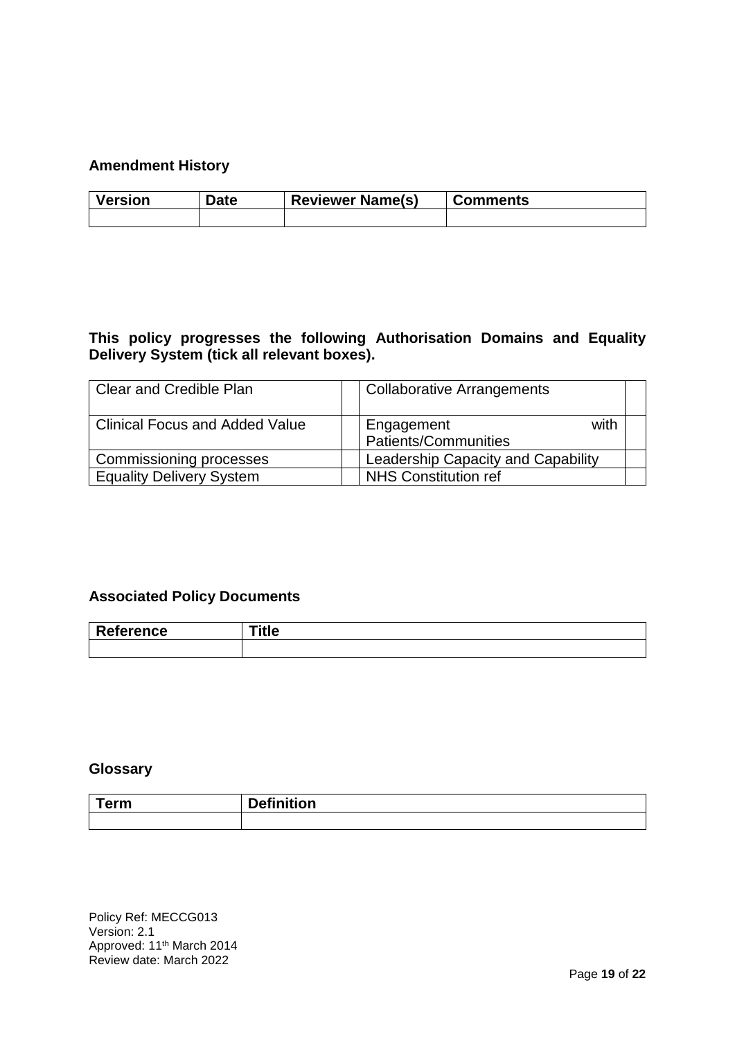**Amendment History**

| Version | Date | Reviewer Name(s) | Comments |
|---|---|---|---|
| | | | |

**This policy progresses the following Authorisation Domains and Equality Delivery System (tick all relevant boxes).**

| | | | |
|---|---|---|---|
| Clear and Credible Plan | | Collaborative Arrangements | |
| Clinical Focus and Added Value | | Engagement with Patients/Communities | |
| Commissioning processes | | Leadership Capacity and Capability | |
| Equality Delivery System | | NHS Constitution ref | |

**Associated Policy Documents**

| Reference | Title |
|---|---|
| | |

**Glossary**

| Term | Definition |
|---|---|
| | |

Policy Ref: MECCG013
Version: 2.1
Approved: 11th March 2014
Review date: March 2022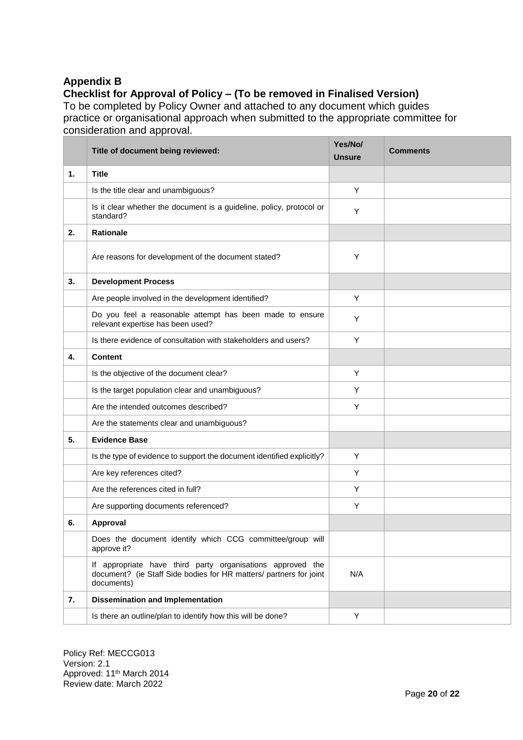## Appendix B

## Checklist for Approval of Policy – (To be removed in Finalised Version)

To be completed by Policy Owner and attached to any document which guides practice or organisational approach when submitted to the appropriate committee for consideration and approval.

| | Title of document being reviewed: | Yes/No/ Unsure | Comments |
|---|---|---|---|
| **1.** | **Title** | | |
| | Is the title clear and unambiguous? | Y | |
| | Is it clear whether the document is a guideline, policy, protocol or standard? | Y | |
| **2.** | **Rationale** | | |
| | Are reasons for development of the document stated? | Y | |
| **3.** | **Development Process** | | |
| | Are people involved in the development identified? | Y | |
| | Do you feel a reasonable attempt has been made to ensure relevant expertise has been used? | Y | |
| | Is there evidence of consultation with stakeholders and users? | Y | |
| **4.** | **Content** | | |
| | Is the objective of the document clear? | Y | |
| | Is the target population clear and unambiguous? | Y | |
| | Are the intended outcomes described? | Y | |
| | Are the statements clear and unambiguous? | | |
| **5.** | **Evidence Base** | | |
| | Is the type of evidence to support the document identified explicitly? | Y | |
| | Are key references cited? | Y | |
| | Are the references cited in full? | Y | |
| | Are supporting documents referenced? | Y | |
| **6.** | **Approval** | | |
| | Does the document identify which CCG committee/group will approve it? | | |
| | If appropriate have third party organisations approved the document? (ie Staff Side bodies for HR matters/ partners for joint documents) | N/A | |
| **7.** | **Dissemination and Implementation** | | |
| | Is there an outline/plan to identify how this will be done? | Y | |

Policy Ref: MECCG013
Version: 2.1
Approved: 11th March 2014
Review date: March 2022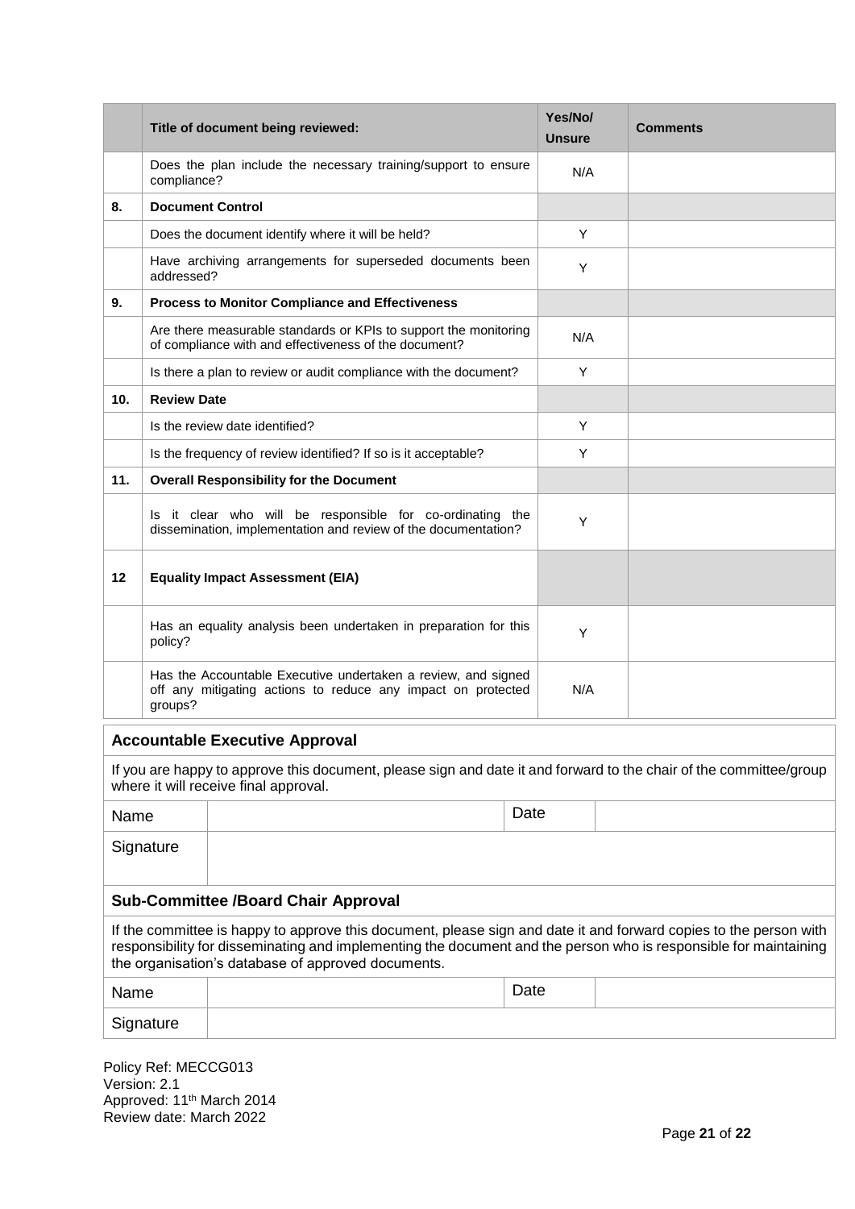| | Title of document being reviewed: | Yes/No/ Unsure | Comments |
|---|---|---|---|
| | Does the plan include the necessary training/support to ensure compliance? | N/A | |
| **8.** | **Document Control** | | |
| | Does the document identify where it will be held? | Y | |
| | Have archiving arrangements for superseded documents been addressed? | Y | |
| **9.** | **Process to Monitor Compliance and Effectiveness** | | |
| | Are there measurable standards or KPIs to support the monitoring of compliance with and effectiveness of the document? | N/A | |
| | Is there a plan to review or audit compliance with the document? | Y | |
| **10.** | **Review Date** | | |
| | Is the review date identified? | Y | |
| | Is the frequency of review identified? If so is it acceptable? | Y | |
| **11.** | **Overall Responsibility for the Document** | | |
| | Is it clear who will be responsible for co-ordinating the dissemination, implementation and review of the documentation? | Y | |
| **12** | **Equality Impact Assessment (EIA)** | | |
| | Has an equality analysis been undertaken in preparation for this policy? | Y | |
| | Has the Accountable Executive undertaken a review, and signed off any mitigating actions to reduce any impact on protected groups? | N/A | |

| **Accountable Executive Approval** | | | |
|---|---|---|---|
| If you are happy to approve this document, please sign and date it and forward to the chair of the committee/group where it will receive final approval. | | | |
| Name | | Date | |
| Signature | | | |
| **Sub-Committee /Board Chair Approval** | | | |
| If the committee is happy to approve this document, please sign and date it and forward copies to the person with responsibility for disseminating and implementing the document and the person who is responsible for maintaining the organisation's database of approved documents. | | | |
| Name | | Date | |
| Signature | | | |

Policy Ref: MECCG013
Version: 2.1
Approved: 11th March 2014
Review date: March 2022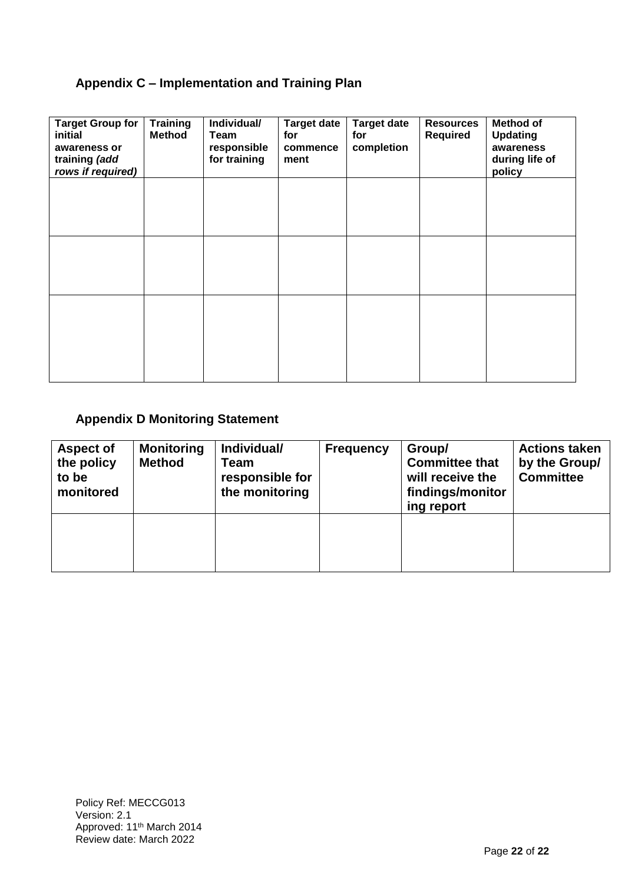## Appendix C – Implementation and Training Plan

| **Target Group for initial awareness or training *(add rows if required)*** | **Training Method** | **Individual/ Team responsible for training** | **Target date for commencement** | **Target date for completion** | **Resources Required** | **Method of Updating awareness during life of policy** |
|---|---|---|---|---|---|---|
| | | | | | | |
| | | | | | | |
| | | | | | | |

## Appendix D Monitoring Statement

| **Aspect of the policy to be monitored** | **Monitoring Method** | **Individual/ Team responsible for the monitoring** | **Frequency** | **Group/ Committee that will receive the findings/monitoring report** | **Actions taken by the Group/ Committee** |
|---|---|---|---|---|---|
| | | | | | |

Policy Ref: MECCG013
Version: 2.1
Approved: 11th March 2014
Review date: March 2022